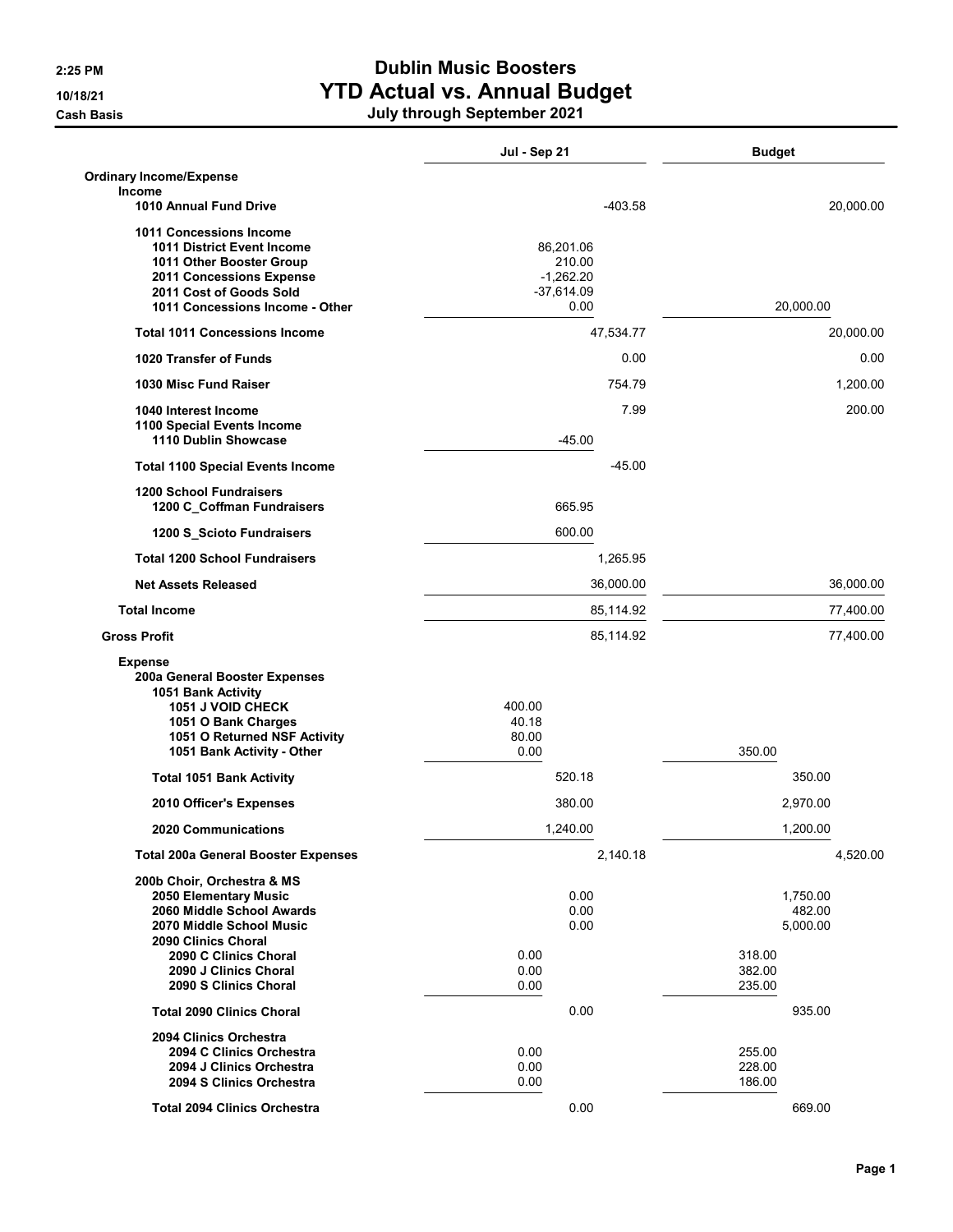# Dublin Music Boosters

## YTD Actual vs. Annual Budget

### July through September 2021

2:25 PM
10/18/21
Cash Basis

| | Jul - Sep 21 | | Budget | |
|---|---|---|---|---|
| **Ordinary Income/Expense** | | | | |
| **Income** | | | | |
| **1010 Annual Fund Drive** | | -403.58 | | 20,000.00 |
| **1011 Concessions Income** | | | | |
| **1011 District Event Income** | 86,201.06 | | | |
| **1011 Other Booster Group** | 210.00 | | | |
| **2011 Concessions Expense** | -1,262.20 | | | |
| **2011 Cost of Goods Sold** | -37,614.09 | | | |
| **1011 Concessions Income - Other** | 0.00 | | 20,000.00 | |
| **Total 1011 Concessions Income** | | 47,534.77 | | 20,000.00 |
| **1020 Transfer of Funds** | | 0.00 | | 0.00 |
| **1030 Misc Fund Raiser** | | 754.79 | | 1,200.00 |
| **1040 Interest Income** | | 7.99 | | 200.00 |
| **1100 Special Events Income** | | | | |
| **1110 Dublin Showcase** | -45.00 | | | |
| **Total 1100 Special Events Income** | | -45.00 | | |
| **1200 School Fundraisers** | | | | |
| **1200 C_Coffman Fundraisers** | 665.95 | | | |
| **1200 S_Scioto Fundraisers** | 600.00 | | | |
| **Total 1200 School Fundraisers** | | 1,265.95 | | |
| **Net Assets Released** | | 36,000.00 | | 36,000.00 |
| **Total Income** | | 85,114.92 | | 77,400.00 |
| **Gross Profit** | | 85,114.92 | | 77,400.00 |
| **Expense** | | | | |
| **200a General Booster Expenses** | | | | |
| **1051 Bank Activity** | | | | |
| **1051 J VOID CHECK** | 400.00 | | | |
| **1051 O Bank Charges** | 40.18 | | | |
| **1051 O Returned NSF Activity** | 80.00 | | | |
| **1051 Bank Activity - Other** | 0.00 | | 350.00 | |
| **Total 1051 Bank Activity** | 520.18 | | 350.00 | |
| **2010 Officer's Expenses** | 380.00 | | 2,970.00 | |
| **2020 Communications** | 1,240.00 | | 1,200.00 | |
| **Total 200a General Booster Expenses** | | 2,140.18 | | 4,520.00 |
| **200b Choir, Orchestra & MS** | | | | |
| **2050 Elementary Music** | 0.00 | | 1,750.00 | |
| **2060 Middle School Awards** | 0.00 | | 482.00 | |
| **2070 Middle School Music** | 0.00 | | 5,000.00 | |
| **2090 Clinics Choral** | | | | |
| **2090 C Clinics Choral** | 0.00 | | 318.00 | |
| **2090 J Clinics Choral** | 0.00 | | 382.00 | |
| **2090 S Clinics Choral** | 0.00 | | 235.00 | |
| **Total 2090 Clinics Choral** | 0.00 | | 935.00 | |
| **2094 Clinics Orchestra** | | | | |
| **2094 C Clinics Orchestra** | 0.00 | | 255.00 | |
| **2094 J Clinics Orchestra** | 0.00 | | 228.00 | |
| **2094 S Clinics Orchestra** | 0.00 | | 186.00 | |
| **Total 2094 Clinics Orchestra** | 0.00 | | 669.00 | |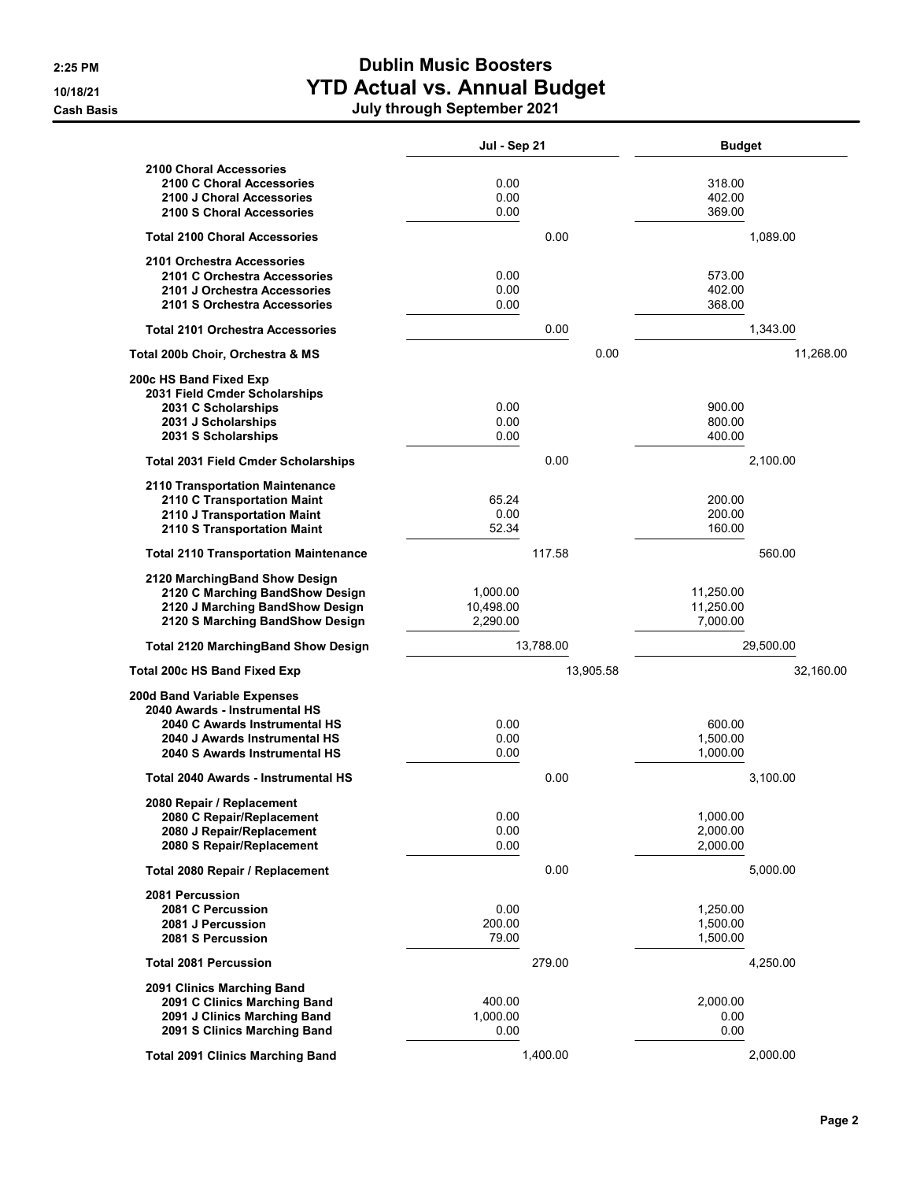# Dublin Music Boosters

## YTD Actual vs. Annual Budget

**July through September 2021**

2:25 PM
10/18/21
Cash Basis

| | Jul - Sep 21 | | Budget | |
|---|---|---|---|---|
| **2100 Choral Accessories** | | | | |
| **2100 C Choral Accessories** | 0.00 | | 318.00 | |
| **2100 J Choral Accessories** | 0.00 | | 402.00 | |
| **2100 S Choral Accessories** | 0.00 | | 369.00 | |
| **Total 2100 Choral Accessories** | 0.00 | | 1,089.00 | |
| **2101 Orchestra Accessories** | | | | |
| **2101 C Orchestra Accessories** | 0.00 | | 573.00 | |
| **2101 J Orchestra Accessories** | 0.00 | | 402.00 | |
| **2101 S Orchestra Accessories** | 0.00 | | 368.00 | |
| **Total 2101 Orchestra Accessories** | 0.00 | | 1,343.00 | |
| **Total 200b Choir, Orchestra & MS** | | 0.00 | | 11,268.00 |
| **200c HS Band Fixed Exp** | | | | |
| **2031 Field Cmder Scholarships** | | | | |
| **2031 C Scholarships** | 0.00 | | 900.00 | |
| **2031 J Scholarships** | 0.00 | | 800.00 | |
| **2031 S Scholarships** | 0.00 | | 400.00 | |
| **Total 2031 Field Cmder Scholarships** | 0.00 | | 2,100.00 | |
| **2110 Transportation Maintenance** | | | | |
| **2110 C Transportation Maint** | 65.24 | | 200.00 | |
| **2110 J Transportation Maint** | 0.00 | | 200.00 | |
| **2110 S Transportation Maint** | 52.34 | | 160.00 | |
| **Total 2110 Transportation Maintenance** | 117.58 | | 560.00 | |
| **2120 MarchingBand Show Design** | | | | |
| **2120 C Marching BandShow Design** | 1,000.00 | | 11,250.00 | |
| **2120 J Marching BandShow Design** | 10,498.00 | | 11,250.00 | |
| **2120 S Marching BandShow Design** | 2,290.00 | | 7,000.00 | |
| **Total 2120 MarchingBand Show Design** | 13,788.00 | | 29,500.00 | |
| **Total 200c HS Band Fixed Exp** | | 13,905.58 | | 32,160.00 |
| **200d Band Variable Expenses** | | | | |
| **2040 Awards - Instrumental HS** | | | | |
| **2040 C Awards Instrumental HS** | 0.00 | | 600.00 | |
| **2040 J Awards Instrumental HS** | 0.00 | | 1,500.00 | |
| **2040 S Awards Instrumental HS** | 0.00 | | 1,000.00 | |
| **Total 2040 Awards - Instrumental HS** | 0.00 | | 3,100.00 | |
| **2080 Repair / Replacement** | | | | |
| **2080 C Repair/Replacement** | 0.00 | | 1,000.00 | |
| **2080 J Repair/Replacement** | 0.00 | | 2,000.00 | |
| **2080 S Repair/Replacement** | 0.00 | | 2,000.00 | |
| **Total 2080 Repair / Replacement** | 0.00 | | 5,000.00 | |
| **2081 Percussion** | | | | |
| **2081 C Percussion** | 0.00 | | 1,250.00 | |
| **2081 J Percussion** | 200.00 | | 1,500.00 | |
| **2081 S Percussion** | 79.00 | | 1,500.00 | |
| **Total 2081 Percussion** | 279.00 | | 4,250.00 | |
| **2091 Clinics Marching Band** | | | | |
| **2091 C Clinics Marching Band** | 400.00 | | 2,000.00 | |
| **2091 J Clinics Marching Band** | 1,000.00 | | 0.00 | |
| **2091 S Clinics Marching Band** | 0.00 | | 0.00 | |
| **Total 2091 Clinics Marching Band** | 1,400.00 | | 2,000.00 | |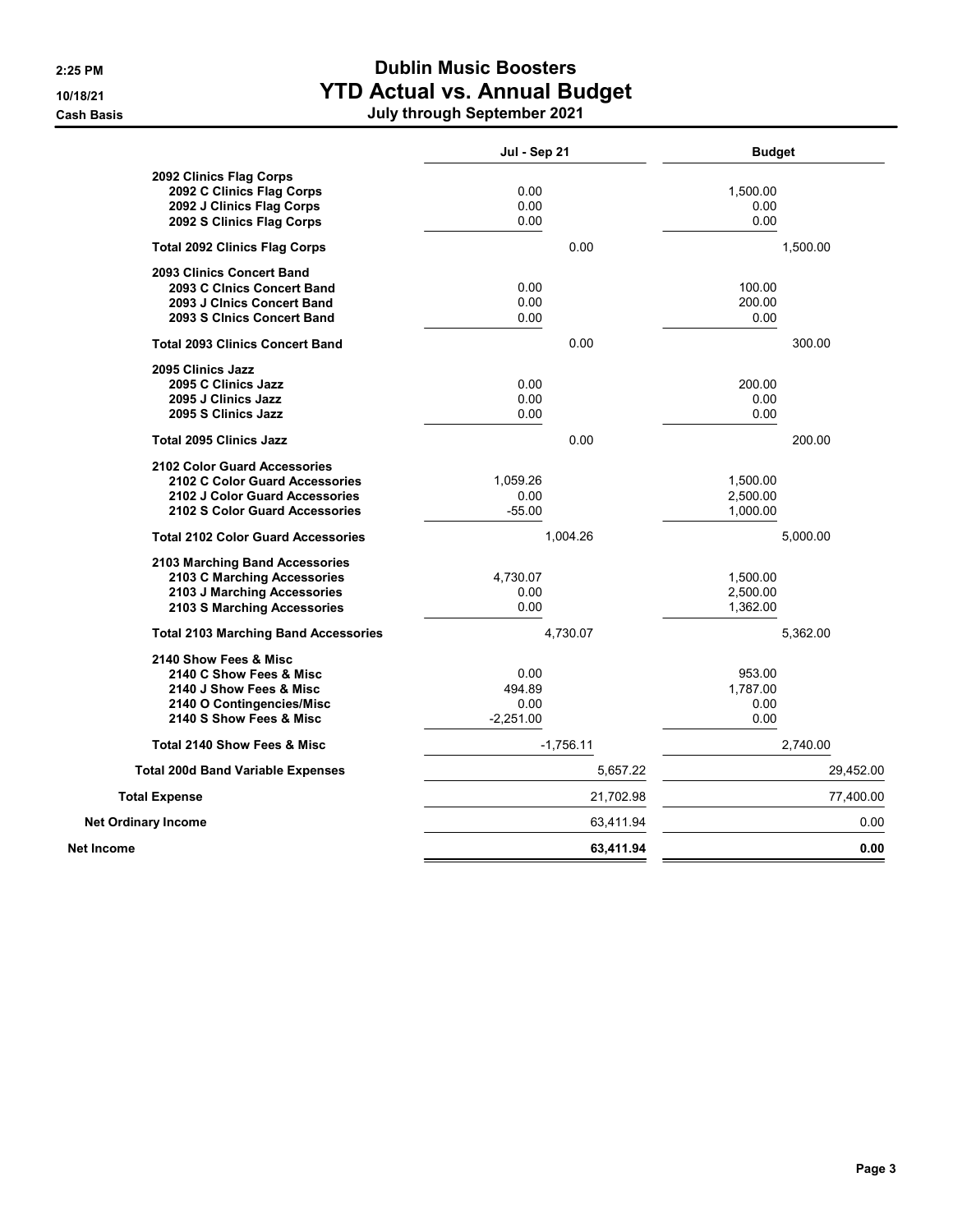# Dublin Music Boosters
## YTD Actual vs. Annual Budget
### July through September 2021

2:25 PM
10/18/21
Cash Basis

| | Jul - Sep 21 | Budget |
|---|---|---|
| **2092 Clinics Flag Corps** | | |
| **2092 C Clinics Flag Corps** | 0.00 | 1,500.00 |
| **2092 J Clinics Flag Corps** | 0.00 | 0.00 |
| **2092 S Clinics Flag Corps** | 0.00 | 0.00 |
| **Total 2092 Clinics Flag Corps** | 0.00 | 1,500.00 |
| **2093 Clinics Concert Band** | | |
| **2093 C Clnics Concert Band** | 0.00 | 100.00 |
| **2093 J Clnics Concert Band** | 0.00 | 200.00 |
| **2093 S Clnics Concert Band** | 0.00 | 0.00 |
| **Total 2093 Clinics Concert Band** | 0.00 | 300.00 |
| **2095 Clinics Jazz** | | |
| **2095 C Clinics Jazz** | 0.00 | 200.00 |
| **2095 J Clinics Jazz** | 0.00 | 0.00 |
| **2095 S Clinics Jazz** | 0.00 | 0.00 |
| **Total 2095 Clinics Jazz** | 0.00 | 200.00 |
| **2102 Color Guard Accessories** | | |
| **2102 C Color Guard Accessories** | 1,059.26 | 1,500.00 |
| **2102 J Color Guard Accessories** | 0.00 | 2,500.00 |
| **2102 S Color Guard Accessories** | -55.00 | 1,000.00 |
| **Total 2102 Color Guard Accessories** | 1,004.26 | 5,000.00 |
| **2103 Marching Band Accessories** | | |
| **2103 C Marching Accessories** | 4,730.07 | 1,500.00 |
| **2103 J Marching Accessories** | 0.00 | 2,500.00 |
| **2103 S Marching Accessories** | 0.00 | 1,362.00 |
| **Total 2103 Marching Band Accessories** | 4,730.07 | 5,362.00 |
| **2140 Show Fees & Misc** | | |
| **2140 C Show Fees & Misc** | 0.00 | 953.00 |
| **2140 J Show Fees & Misc** | 494.89 | 1,787.00 |
| **2140 O Contingencies/Misc** | 0.00 | 0.00 |
| **2140 S Show Fees & Misc** | -2,251.00 | 0.00 |
| **Total 2140 Show Fees & Misc** | -1,756.11 | 2,740.00 |
| **Total 200d Band Variable Expenses** | 5,657.22 | 29,452.00 |
| **Total Expense** | 21,702.98 | 77,400.00 |
| **Net Ordinary Income** | 63,411.94 | 0.00 |
| **Net Income** | **63,411.94** | **0.00** |